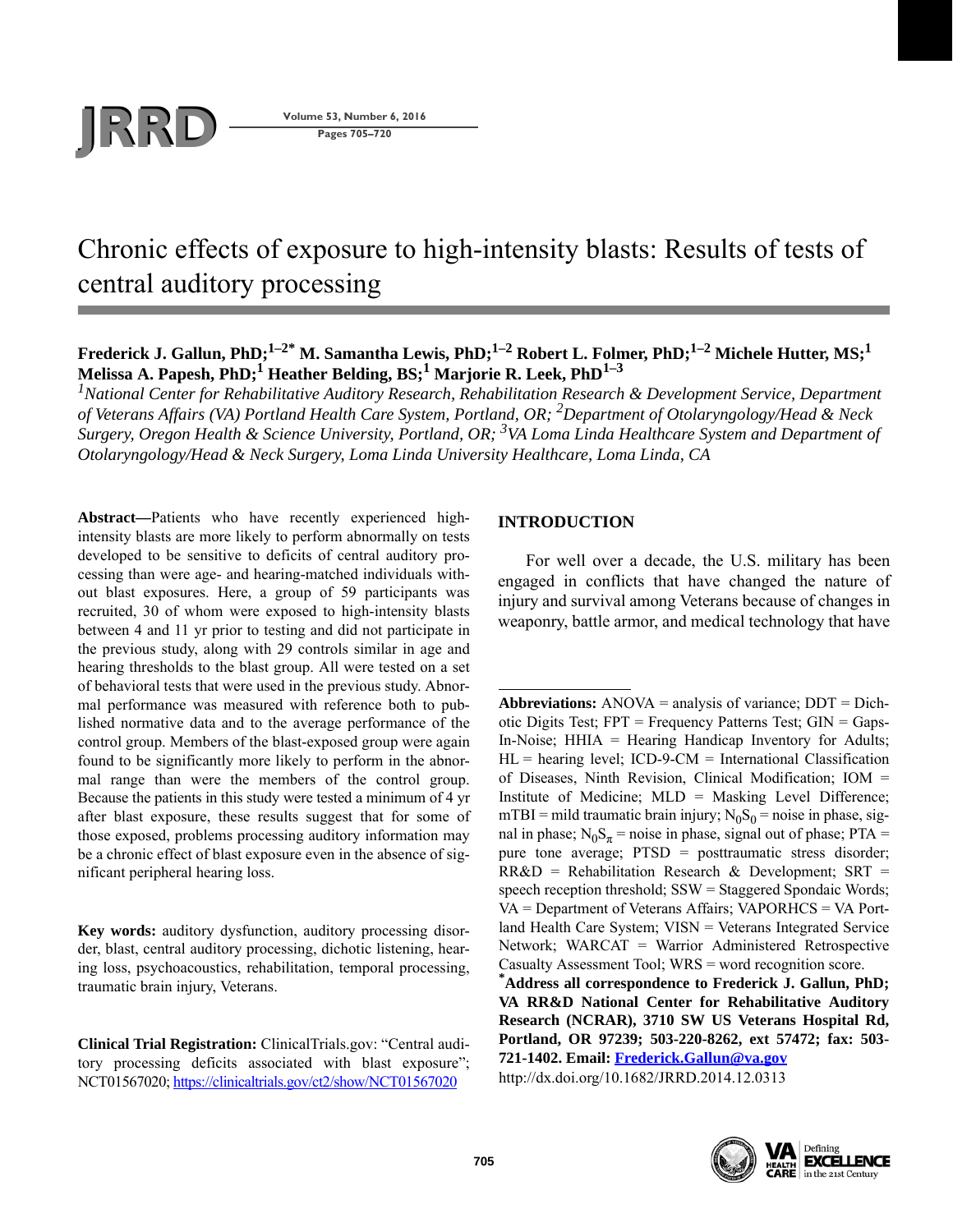# Chronic effects of exposure to high-intensity blasts: Results of tests of central auditory processing

**Frederick J. Gallun, PhD;[1–2*] M. Samantha Lewis, PhD;[1–2] Robert L. Folmer, PhD;[1–2] Michele Hutter, MS;[1] Melissa A. Papesh, PhD;[1] Heather Belding, BS;[1] Marjorie R. Leek, PhD[1–3]**

*[1]National Center for Rehabilitative Auditory Research, Rehabilitation Research & Development Service, Department of Veterans Affairs (VA) Portland Health Care System, Portland, OR; [2]Department of Otolaryngology/Head & Neck Surgery, Oregon Health & Science University, Portland, OR; [3]VA Loma Linda Healthcare System and Department of Otolaryngology/Head & Neck Surgery, Loma Linda University Healthcare, Loma Linda, CA*

**Abstract**—Patients who have recently experienced high-intensity blasts are more likely to perform abnormally on tests developed to be sensitive to deficits of central auditory processing than were age- and hearing-matched individuals without blast exposures. Here, a group of 59 participants was recruited, 30 of whom were exposed to high-intensity blasts between 4 and 11 yr prior to testing and did not participate in the previous study, along with 29 controls similar in age and hearing thresholds to the blast group. All were tested on a set of behavioral tests that were used in the previous study. Abnormal performance was measured with reference both to published normative data and to the average performance of the control group. Members of the blast-exposed group were again found to be significantly more likely to perform in the abnormal range than were the members of the control group. Because the patients in this study were tested a minimum of 4 yr after blast exposure, these results suggest that for some of those exposed, problems processing auditory information may be a chronic effect of blast exposure even in the absence of significant peripheral hearing loss.

**Key words:** auditory dysfunction, auditory processing disorder, blast, central auditory processing, dichotic listening, hearing loss, psychoacoustics, rehabilitation, temporal processing, traumatic brain injury, Veterans.

**Clinical Trial Registration:** ClinicalTrials.gov: "Central auditory processing deficits associated with blast exposure"; NCT01567020; https://clinicaltrials.gov/ct2/show/NCT01567020

## INTRODUCTION

For well over a decade, the U.S. military has been engaged in conflicts that have changed the nature of injury and survival among Veterans because of changes in weaponry, battle armor, and medical technology that have

---

**Abbreviations:** ANOVA = analysis of variance; DDT = Dichotic Digits Test; FPT = Frequency Patterns Test; GIN = Gaps-In-Noise; HHIA = Hearing Handicap Inventory for Adults; HL = hearing level; ICD-9-CM = International Classification of Diseases, Ninth Revision, Clinical Modification; IOM = Institute of Medicine; MLD = Masking Level Difference; mTBI = mild traumatic brain injury; $N_0S_0$ = noise in phase, signal in phase; $N_0S_\pi$ = noise in phase, signal out of phase; PTA = pure tone average; PTSD = posttraumatic stress disorder; RR&D = Rehabilitation Research & Development; SRT = speech reception threshold; SSW = Staggered Spondaic Words; VA = Department of Veterans Affairs; VAPORHCS = VA Portland Health Care System; VISN = Veterans Integrated Service Network; WARCAT = Warrior Administered Retrospective Casualty Assessment Tool; WRS = word recognition score.

***Address all correspondence to Frederick J. Gallun, PhD; VA RR&D National Center for Rehabilitative Auditory Research (NCRAR), 3710 SW US Veterans Hospital Rd, Portland, OR 97239; 503-220-8262, ext 57472; fax: 503-721-1402. Email: Frederick.Gallun@va.gov**

http://dx.doi.org/10.1682/JRRD.2014.12.0313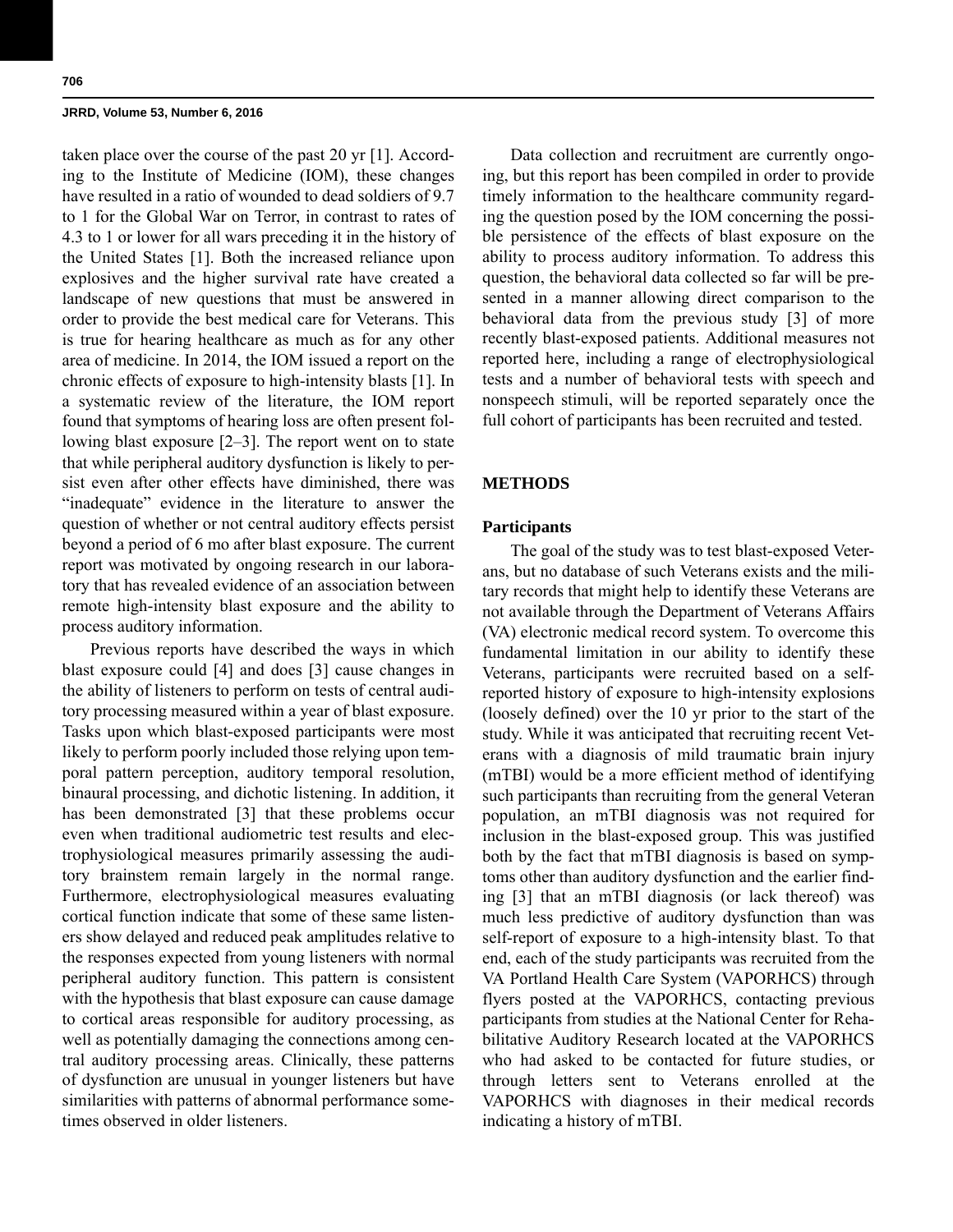taken place over the course of the past 20 yr [1]. According to the Institute of Medicine (IOM), these changes have resulted in a ratio of wounded to dead soldiers of 9.7 to 1 for the Global War on Terror, in contrast to rates of 4.3 to 1 or lower for all wars preceding it in the history of the United States [1]. Both the increased reliance upon explosives and the higher survival rate have created a landscape of new questions that must be answered in order to provide the best medical care for Veterans. This is true for hearing healthcare as much as for any other area of medicine. In 2014, the IOM issued a report on the chronic effects of exposure to high-intensity blasts [1]. In a systematic review of the literature, the IOM report found that symptoms of hearing loss are often present following blast exposure [2–3]. The report went on to state that while peripheral auditory dysfunction is likely to persist even after other effects have diminished, there was "inadequate" evidence in the literature to answer the question of whether or not central auditory effects persist beyond a period of 6 mo after blast exposure. The current report was motivated by ongoing research in our laboratory that has revealed evidence of an association between remote high-intensity blast exposure and the ability to process auditory information.

Previous reports have described the ways in which blast exposure could [4] and does [3] cause changes in the ability of listeners to perform on tests of central auditory processing measured within a year of blast exposure. Tasks upon which blast-exposed participants were most likely to perform poorly included those relying upon temporal pattern perception, auditory temporal resolution, binaural processing, and dichotic listening. In addition, it has been demonstrated [3] that these problems occur even when traditional audiometric test results and electrophysiological measures primarily assessing the auditory brainstem remain largely in the normal range. Furthermore, electrophysiological measures evaluating cortical function indicate that some of these same listeners show delayed and reduced peak amplitudes relative to the responses expected from young listeners with normal peripheral auditory function. This pattern is consistent with the hypothesis that blast exposure can cause damage to cortical areas responsible for auditory processing, as well as potentially damaging the connections among central auditory processing areas. Clinically, these patterns of dysfunction are unusual in younger listeners but have similarities with patterns of abnormal performance sometimes observed in older listeners.

Data collection and recruitment are currently ongoing, but this report has been compiled in order to provide timely information to the healthcare community regarding the question posed by the IOM concerning the possible persistence of the effects of blast exposure on the ability to process auditory information. To address this question, the behavioral data collected so far will be presented in a manner allowing direct comparison to the behavioral data from the previous study [3] of more recently blast-exposed patients. Additional measures not reported here, including a range of electrophysiological tests and a number of behavioral tests with speech and nonspeech stimuli, will be reported separately once the full cohort of participants has been recruited and tested.

## METHODS

### Participants

The goal of the study was to test blast-exposed Veterans, but no database of such Veterans exists and the military records that might help to identify these Veterans are not available through the Department of Veterans Affairs (VA) electronic medical record system. To overcome this fundamental limitation in our ability to identify these Veterans, participants were recruited based on a self-reported history of exposure to high-intensity explosions (loosely defined) over the 10 yr prior to the start of the study. While it was anticipated that recruiting recent Veterans with a diagnosis of mild traumatic brain injury (mTBI) would be a more efficient method of identifying such participants than recruiting from the general Veteran population, an mTBI diagnosis was not required for inclusion in the blast-exposed group. This was justified both by the fact that mTBI diagnosis is based on symptoms other than auditory dysfunction and the earlier finding [3] that an mTBI diagnosis (or lack thereof) was much less predictive of auditory dysfunction than was self-report of exposure to a high-intensity blast. To that end, each of the study participants was recruited from the VA Portland Health Care System (VAPORHCS) through flyers posted at the VAPORHCS, contacting previous participants from studies at the National Center for Rehabilitative Auditory Research located at the VAPORHCS who had asked to be contacted for future studies, or through letters sent to Veterans enrolled at the VAPORHCS with diagnoses in their medical records indicating a history of mTBI.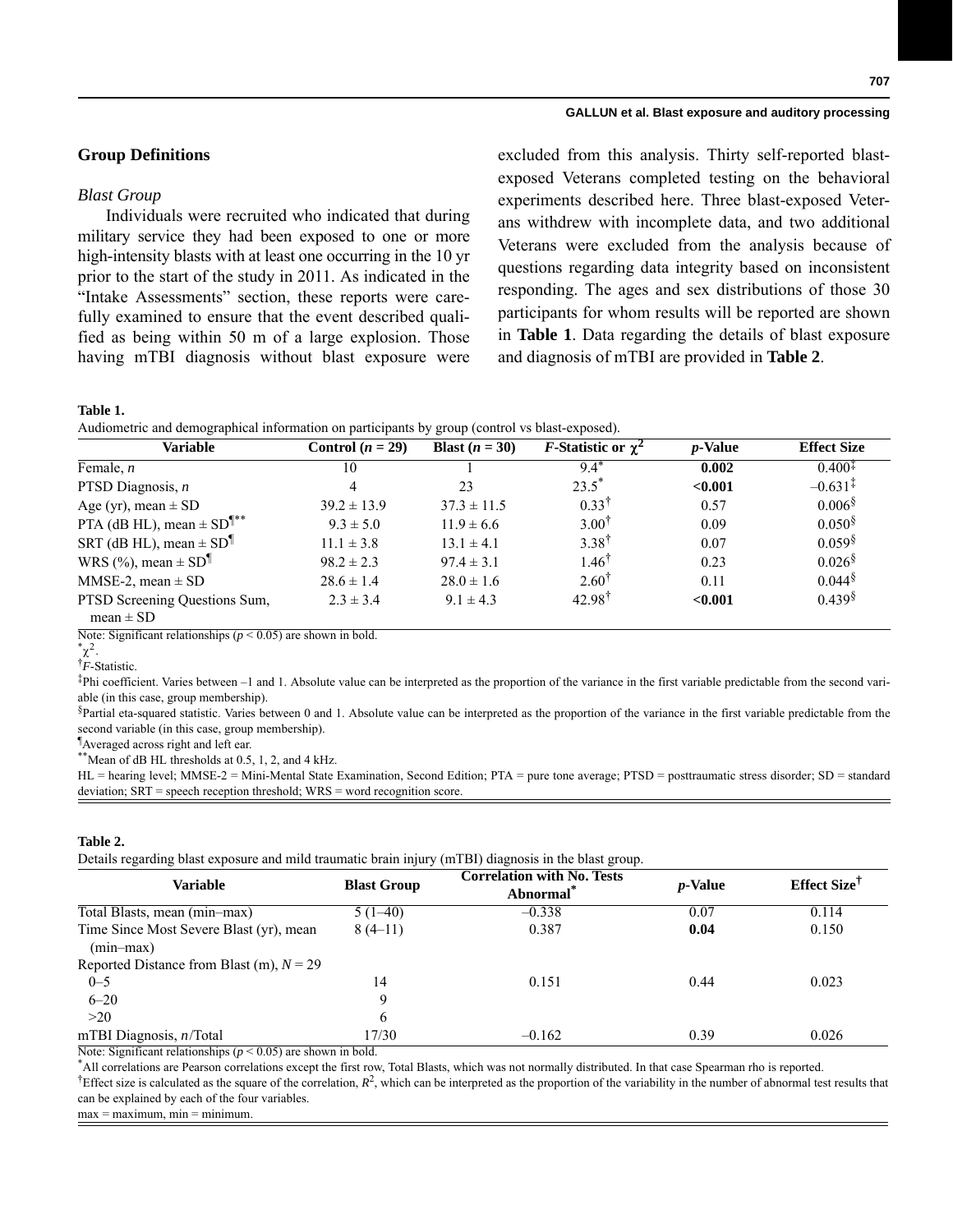## Group Definitions

### *Blast Group*

Individuals were recruited who indicated that during military service they had been exposed to one or more high-intensity blasts with at least one occurring in the 10 yr prior to the start of the study in 2011. As indicated in the "Intake Assessments" section, these reports were carefully examined to ensure that the event described qualified as being within 50 m of a large explosion. Those having mTBI diagnosis without blast exposure were excluded from this analysis. Thirty self-reported blast-exposed Veterans completed testing on the behavioral experiments described here. Three blast-exposed Veterans withdrew with incomplete data, and two additional Veterans were excluded from the analysis because of questions regarding data integrity based on inconsistent responding. The ages and sex distributions of those 30 participants for whom results will be reported are shown in **Table 1**. Data regarding the details of blast exposure and diagnosis of mTBI are provided in **Table 2**.

**Table 1.**
Audiometric and demographical information on participants by group (control vs blast-exposed).

| Variable | Control ($n$ = 29) | Blast ($n$ = 30) | $F$-Statistic or $\chi^2$ | $p$-Value | Effect Size |
|---|---|---|---|---|---|
| Female, $n$ | 10 | 1 | 9.4* | **0.002** | 0.400‡ |
| PTSD Diagnosis, $n$ | 4 | 23 | 23.5* | **<0.001** | –0.631‡ |
| Age (yr), mean ± SD | 39.2 ± 13.9 | 37.3 ± 11.5 | 0.33† | 0.57 | 0.006§ |
| PTA (dB HL), mean ± SD¶** | 9.3 ± 5.0 | 11.9 ± 6.6 | 3.00† | 0.09 | 0.050§ |
| SRT (dB HL), mean ± SD¶ | 11.1 ± 3.8 | 13.1 ± 4.1 | 3.38† | 0.07 | 0.059§ |
| WRS (%), mean ± SD¶ | 98.2 ± 2.3 | 97.4 ± 3.1 | 1.46† | 0.23 | 0.026§ |
| MMSE-2, mean ± SD | 28.6 ± 1.4 | 28.0 ± 1.6 | 2.60† | 0.11 | 0.044§ |
| PTSD Screening Questions Sum, mean ± SD | 2.3 ± 3.4 | 9.1 ± 4.3 | 42.98† | **<0.001** | 0.439§ |

Note: Significant relationships ($p < 0.05$) are shown in bold.
*$\chi^2$.
†$F$-Statistic.
‡Phi coefficient. Varies between –1 and 1. Absolute value can be interpreted as the proportion of the variance in the first variable predictable from the second variable (in this case, group membership).
§Partial eta-squared statistic. Varies between 0 and 1. Absolute value can be interpreted as the proportion of the variance in the first variable predictable from the second variable (in this case, group membership).
¶Averaged across right and left ear.
**Mean of dB HL thresholds at 0.5, 1, 2, and 4 kHz.
HL = hearing level; MMSE-2 = Mini-Mental State Examination, Second Edition; PTA = pure tone average; PTSD = posttraumatic stress disorder; SD = standard deviation; SRT = speech reception threshold; WRS = word recognition score.

**Table 2.**
Details regarding blast exposure and mild traumatic brain injury (mTBI) diagnosis in the blast group.

| Variable | Blast Group | Correlation with No. Tests Abnormal* | $p$-Value | Effect Size† |
|---|---|---|---|---|
| Total Blasts, mean (min–max) | 5 (1–40) | –0.338 | 0.07 | 0.114 |
| Time Since Most Severe Blast (yr), mean (min–max) | 8 (4–11) | 0.387 | **0.04** | 0.150 |
| Reported Distance from Blast (m), $N$ = 29 | | | | |
| 0–5 | 14 | 0.151 | 0.44 | 0.023 |
| 6–20 | 9 | | | |
| >20 | 6 | | | |
| mTBI Diagnosis, $n$/Total | 17/30 | –0.162 | 0.39 | 0.026 |

Note: Significant relationships ($p < 0.05$) are shown in bold.
*All correlations are Pearson correlations except the first row, Total Blasts, which was not normally distributed. In that case Spearman rho is reported.
†Effect size is calculated as the square of the correlation, $R^2$, which can be interpreted as the proportion of the variability in the number of abnormal test results that can be explained by each of the four variables.
max = maximum, min = minimum.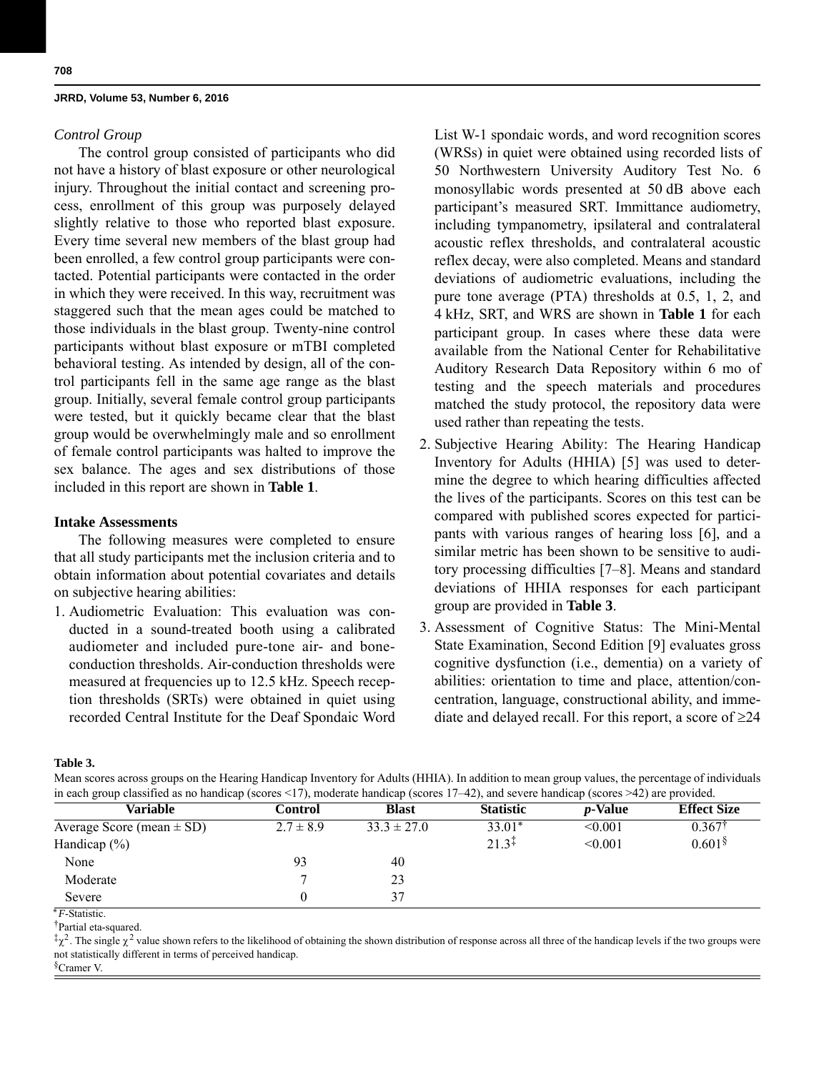*Control Group*

The control group consisted of participants who did not have a history of blast exposure or other neurological injury. Throughout the initial contact and screening process, enrollment of this group was purposely delayed slightly relative to those who reported blast exposure. Every time several new members of the blast group had been enrolled, a few control group participants were contacted. Potential participants were contacted in the order in which they were received. In this way, recruitment was staggered such that the mean ages could be matched to those individuals in the blast group. Twenty-nine control participants without blast exposure or mTBI completed behavioral testing. As intended by design, all of the control participants fell in the same age range as the blast group. Initially, several female control group participants were tested, but it quickly became clear that the blast group would be overwhelmingly male and so enrollment of female control participants was halted to improve the sex balance. The ages and sex distributions of those included in this report are shown in **Table 1**.

### Intake Assessments

The following measures were completed to ensure that all study participants met the inclusion criteria and to obtain information about potential covariates and details on subjective hearing abilities:

1. Audiometric Evaluation: This evaluation was conducted in a sound-treated booth using a calibrated audiometer and included pure-tone air- and bone-conduction thresholds. Air-conduction thresholds were measured at frequencies up to 12.5 kHz. Speech reception thresholds (SRTs) were obtained in quiet using recorded Central Institute for the Deaf Spondaic Word List W-1 spondaic words, and word recognition scores (WRSs) in quiet were obtained using recorded lists of 50 Northwestern University Auditory Test No. 6 monosyllabic words presented at 50 dB above each participant's measured SRT. Immittance audiometry, including tympanometry, ipsilateral and contralateral acoustic reflex thresholds, and contralateral acoustic reflex decay, were also completed. Means and standard deviations of audiometric evaluations, including the pure tone average (PTA) thresholds at 0.5, 1, 2, and 4 kHz, SRT, and WRS are shown in **Table 1** for each participant group. In cases where these data were available from the National Center for Rehabilitative Auditory Research Data Repository within 6 mo of testing and the speech materials and procedures matched the study protocol, the repository data were used rather than repeating the tests.
2. Subjective Hearing Ability: The Hearing Handicap Inventory for Adults (HHIA) [5] was used to determine the degree to which hearing difficulties affected the lives of the participants. Scores on this test can be compared with published scores expected for participants with various ranges of hearing loss [6], and a similar metric has been shown to be sensitive to auditory processing difficulties [7–8]. Means and standard deviations of HHIA responses for each participant group are provided in **Table 3**.
3. Assessment of Cognitive Status: The Mini-Mental State Examination, Second Edition [9] evaluates gross cognitive dysfunction (i.e., dementia) on a variety of abilities: orientation to time and place, attention/concentration, language, constructional ability, and immediate and delayed recall. For this report, a score of ≥24

**Table 3.**
Mean scores across groups on the Hearing Handicap Inventory for Adults (HHIA). In addition to mean group values, the percentage of individuals in each group classified as no handicap (scores <17), moderate handicap (scores 17–42), and severe handicap (scores >42) are provided.

| Variable | Control | Blast | Statistic | *p*-Value | Effect Size |
|---|---|---|---|---|---|
| Average Score (mean ± SD) | 2.7 ± 8.9 | 33.3 ± 27.0 | 33.01* | <0.001 | 0.367† |
| Handicap (%) | | | 21.3‡ | <0.001 | 0.601§ |
| None | 93 | 40 | | | |
| Moderate | 7 | 23 | | | |
| Severe | 0 | 37 | | | |

*$F$-Statistic.
†Partial eta-squared.
‡$\chi^2$. The single $\chi^2$ value shown refers to the likelihood of obtaining the shown distribution of response across all three of the handicap levels if the two groups were not statistically different in terms of perceived handicap.
§Cramer V.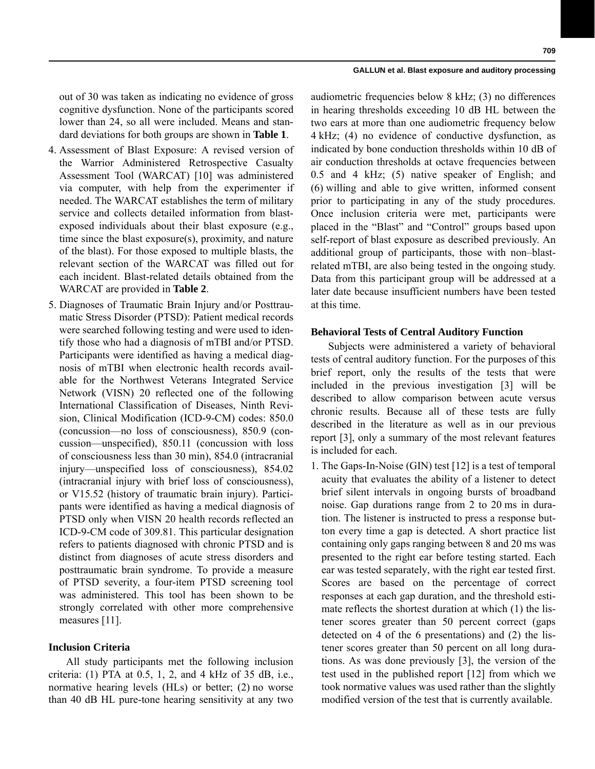out of 30 was taken as indicating no evidence of gross cognitive dysfunction. None of the participants scored lower than 24, so all were included. Means and standard deviations for both groups are shown in **Table 1**.

4. Assessment of Blast Exposure: A revised version of the Warrior Administered Retrospective Casualty Assessment Tool (WARCAT) [10] was administered via computer, with help from the experimenter if needed. The WARCAT establishes the term of military service and collects detailed information from blast-exposed individuals about their blast exposure (e.g., time since the blast exposure(s), proximity, and nature of the blast). For those exposed to multiple blasts, the relevant section of the WARCAT was filled out for each incident. Blast-related details obtained from the WARCAT are provided in **Table 2**.
5. Diagnoses of Traumatic Brain Injury and/or Posttraumatic Stress Disorder (PTSD): Patient medical records were searched following testing and were used to identify those who had a diagnosis of mTBI and/or PTSD. Participants were identified as having a medical diagnosis of mTBI when electronic health records available for the Northwest Veterans Integrated Service Network (VISN) 20 reflected one of the following International Classification of Diseases, Ninth Revision, Clinical Modification (ICD-9-CM) codes: 850.0 (concussion—no loss of consciousness), 850.9 (concussion—unspecified), 850.11 (concussion with loss of consciousness less than 30 min), 854.0 (intracranial injury—unspecified loss of consciousness), 854.02 (intracranial injury with brief loss of consciousness), or V15.52 (history of traumatic brain injury). Participants were identified as having a medical diagnosis of PTSD only when VISN 20 health records reflected an ICD-9-CM code of 309.81. This particular designation refers to patients diagnosed with chronic PTSD and is distinct from diagnoses of acute stress disorders and posttraumatic brain syndrome. To provide a measure of PTSD severity, a four-item PTSD screening tool was administered. This tool has been shown to be strongly correlated with other more comprehensive measures [11].

### Inclusion Criteria

All study participants met the following inclusion criteria: (1) PTA at 0.5, 1, 2, and 4 kHz of 35 dB, i.e., normative hearing levels (HLs) or better; (2) no worse than 40 dB HL pure-tone hearing sensitivity at any two audiometric frequencies below 8 kHz; (3) no differences in hearing thresholds exceeding 10 dB HL between the two ears at more than one audiometric frequency below 4 kHz; (4) no evidence of conductive dysfunction, as indicated by bone conduction thresholds within 10 dB of air conduction thresholds at octave frequencies between 0.5 and 4 kHz; (5) native speaker of English; and (6) willing and able to give written, informed consent prior to participating in any of the study procedures. Once inclusion criteria were met, participants were placed in the "Blast" and "Control" groups based upon self-report of blast exposure as described previously. An additional group of participants, those with non–blast-related mTBI, are also being tested in the ongoing study. Data from this participant group will be addressed at a later date because insufficient numbers have been tested at this time.

### Behavioral Tests of Central Auditory Function

Subjects were administered a variety of behavioral tests of central auditory function. For the purposes of this brief report, only the results of the tests that were included in the previous investigation [3] will be described to allow comparison between acute versus chronic results. Because all of these tests are fully described in the literature as well as in our previous report [3], only a summary of the most relevant features is included for each.

1. The Gaps-In-Noise (GIN) test [12] is a test of temporal acuity that evaluates the ability of a listener to detect brief silent intervals in ongoing bursts of broadband noise. Gap durations range from 2 to 20 ms in duration. The listener is instructed to press a response button every time a gap is detected. A short practice list containing only gaps ranging between 8 and 20 ms was presented to the right ear before testing started. Each ear was tested separately, with the right ear tested first. Scores are based on the percentage of correct responses at each gap duration, and the threshold estimate reflects the shortest duration at which (1) the listener scores greater than 50 percent correct (gaps detected on 4 of the 6 presentations) and (2) the listener scores greater than 50 percent on all long durations. As was done previously [3], the version of the test used in the published report [12] from which we took normative values was used rather than the slightly modified version of the test that is currently available.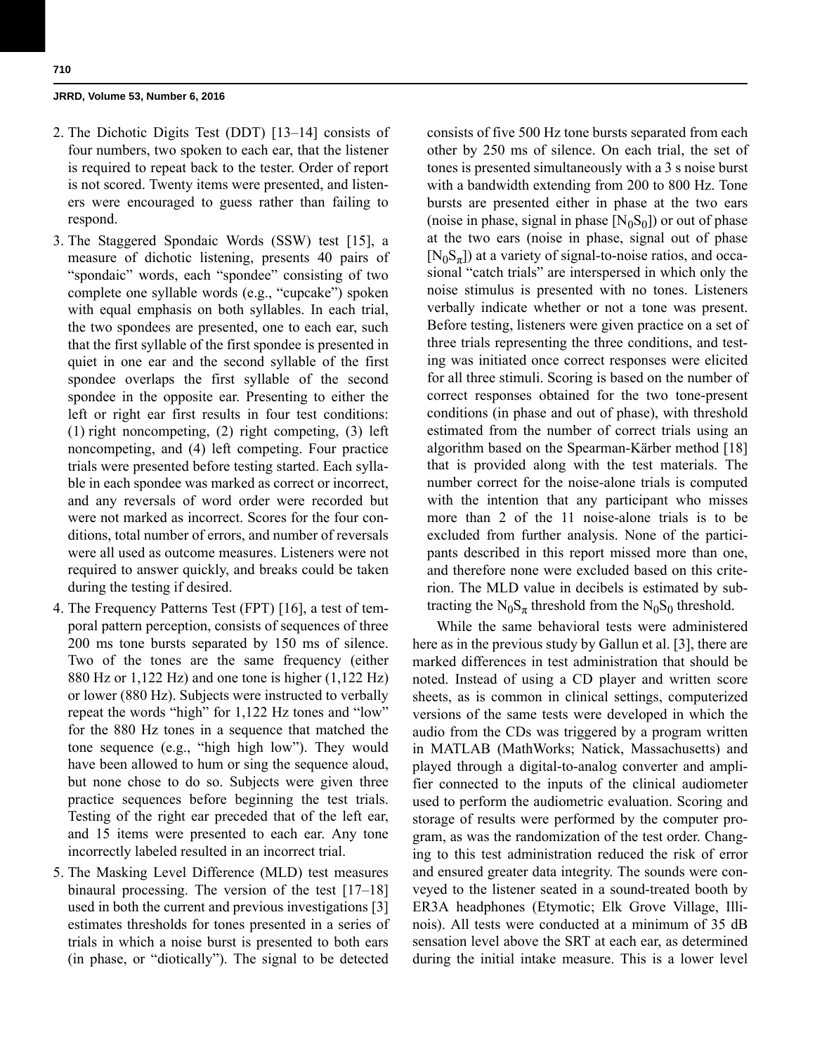2. The Dichotic Digits Test (DDT) [13–14] consists of four numbers, two spoken to each ear, that the listener is required to repeat back to the tester. Order of report is not scored. Twenty items were presented, and listeners were encouraged to guess rather than failing to respond.
3. The Staggered Spondaic Words (SSW) test [15], a measure of dichotic listening, presents 40 pairs of "spondaic" words, each "spondee" consisting of two complete one syllable words (e.g., "cupcake") spoken with equal emphasis on both syllables. In each trial, the two spondees are presented, one to each ear, such that the first syllable of the first spondee is presented in quiet in one ear and the second syllable of the first spondee overlaps the first syllable of the second spondee in the opposite ear. Presenting to either the left or right ear first results in four test conditions: (1) right noncompeting, (2) right competing, (3) left noncompeting, and (4) left competing. Four practice trials were presented before testing started. Each syllable in each spondee was marked as correct or incorrect, and any reversals of word order were recorded but were not marked as incorrect. Scores for the four conditions, total number of errors, and number of reversals were all used as outcome measures. Listeners were not required to answer quickly, and breaks could be taken during the testing if desired.
4. The Frequency Patterns Test (FPT) [16], a test of temporal pattern perception, consists of sequences of three 200 ms tone bursts separated by 150 ms of silence. Two of the tones are the same frequency (either 880 Hz or 1,122 Hz) and one tone is higher (1,122 Hz) or lower (880 Hz). Subjects were instructed to verbally repeat the words "high" for 1,122 Hz tones and "low" for the 880 Hz tones in a sequence that matched the tone sequence (e.g., "high high low"). They would have been allowed to hum or sing the sequence aloud, but none chose to do so. Subjects were given three practice sequences before beginning the test trials. Testing of the right ear preceded that of the left ear, and 15 items were presented to each ear. Any tone incorrectly labeled resulted in an incorrect trial.
5. The Masking Level Difference (MLD) test measures binaural processing. The version of the test [17–18] used in both the current and previous investigations [3] estimates thresholds for tones presented in a series of trials in which a noise burst is presented to both ears (in phase, or "diotically"). The signal to be detected consists of five 500 Hz tone bursts separated from each other by 250 ms of silence. On each trial, the set of tones is presented simultaneously with a 3 s noise burst with a bandwidth extending from 200 to 800 Hz. Tone bursts are presented either in phase at the two ears (noise in phase, signal in phase [$N_0S_0$]) or out of phase at the two ears (noise in phase, signal out of phase [$N_0S_\pi$]) at a variety of signal-to-noise ratios, and occasional "catch trials" are interspersed in which only the noise stimulus is presented with no tones. Listeners verbally indicate whether or not a tone was present. Before testing, listeners were given practice on a set of three trials representing the three conditions, and testing was initiated once correct responses were elicited for all three stimuli. Scoring is based on the number of correct responses obtained for the two tone-present conditions (in phase and out of phase), with threshold estimated from the number of correct trials using an algorithm based on the Spearman-Kärber method [18] that is provided along with the test materials. The number correct for the noise-alone trials is computed with the intention that any participant who misses more than 2 of the 11 noise-alone trials is to be excluded from further analysis. None of the participants described in this report missed more than one, and therefore none were excluded based on this criterion. The MLD value in decibels is estimated by subtracting the $N_0S_\pi$ threshold from the $N_0S_0$ threshold.

While the same behavioral tests were administered here as in the previous study by Gallun et al. [3], there are marked differences in test administration that should be noted. Instead of using a CD player and written score sheets, as is common in clinical settings, computerized versions of the same tests were developed in which the audio from the CDs was triggered by a program written in MATLAB (MathWorks; Natick, Massachusetts) and played through a digital-to-analog converter and amplifier connected to the inputs of the clinical audiometer used to perform the audiometric evaluation. Scoring and storage of results were performed by the computer program, as was the randomization of the test order. Changing to this test administration reduced the risk of error and ensured greater data integrity. The sounds were conveyed to the listener seated in a sound-treated booth by ER3A headphones (Etymotic; Elk Grove Village, Illinois). All tests were conducted at a minimum of 35 dB sensation level above the SRT at each ear, as determined during the initial intake measure. This is a lower level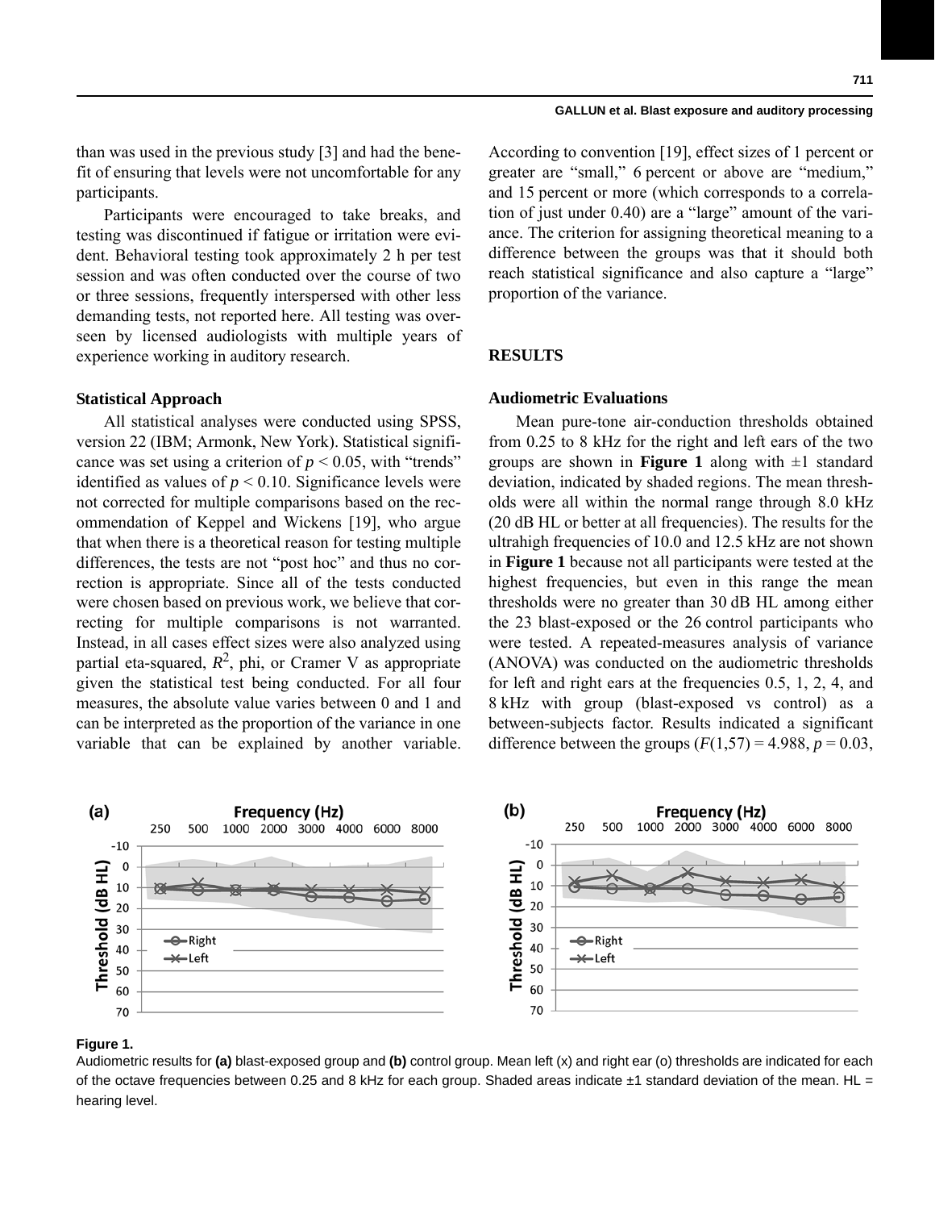than was used in the previous study [3] and had the benefit of ensuring that levels were not uncomfortable for any participants.

Participants were encouraged to take breaks, and testing was discontinued if fatigue or irritation were evident. Behavioral testing took approximately 2 h per test session and was often conducted over the course of two or three sessions, frequently interspersed with other less demanding tests, not reported here. All testing was overseen by licensed audiologists with multiple years of experience working in auditory research.

### Statistical Approach

All statistical analyses were conducted using SPSS, version 22 (IBM; Armonk, New York). Statistical significance was set using a criterion of $p < 0.05$, with "trends" identified as values of $p < 0.10$. Significance levels were not corrected for multiple comparisons based on the recommendation of Keppel and Wickens [19], who argue that when there is a theoretical reason for testing multiple differences, the tests are not "post hoc" and thus no correction is appropriate. Since all of the tests conducted were chosen based on previous work, we believe that correcting for multiple comparisons is not warranted. Instead, in all cases effect sizes were also analyzed using partial eta-squared, $R^2$, phi, or Cramer V as appropriate given the statistical test being conducted. For all four measures, the absolute value varies between 0 and 1 and can be interpreted as the proportion of the variance in one variable that can be explained by another variable. According to convention [19], effect sizes of 1 percent or greater are "small," 6 percent or above are "medium," and 15 percent or more (which corresponds to a correlation of just under 0.40) are a "large" amount of the variance. The criterion for assigning theoretical meaning to a difference between the groups was that it should both reach statistical significance and also capture a "large" proportion of the variance.

## RESULTS

### Audiometric Evaluations

Mean pure-tone air-conduction thresholds obtained from 0.25 to 8 kHz for the right and left ears of the two groups are shown in **Figure 1** along with ±1 standard deviation, indicated by shaded regions. The mean thresholds were all within the normal range through 8.0 kHz (20 dB HL or better at all frequencies). The results for the ultrahigh frequencies of 10.0 and 12.5 kHz are not shown in **Figure 1** because not all participants were tested at the highest frequencies, but even in this range the mean thresholds were no greater than 30 dB HL among either the 23 blast-exposed or the 26 control participants who were tested. A repeated-measures analysis of variance (ANOVA) was conducted on the audiometric thresholds for left and right ears at the frequencies 0.5, 1, 2, 4, and 8 kHz with group (blast-exposed vs control) as a between-subjects factor. Results indicated a significant difference between the groups ($F(1,57) = 4.988$, $p = 0.03$,

**Figure 1.**
Audiometric results for **(a)** blast-exposed group and **(b)** control group. Mean left (x) and right ear (o) thresholds are indicated for each of the octave frequencies between 0.25 and 8 kHz for each group. Shaded areas indicate ±1 standard deviation of the mean. HL = hearing level.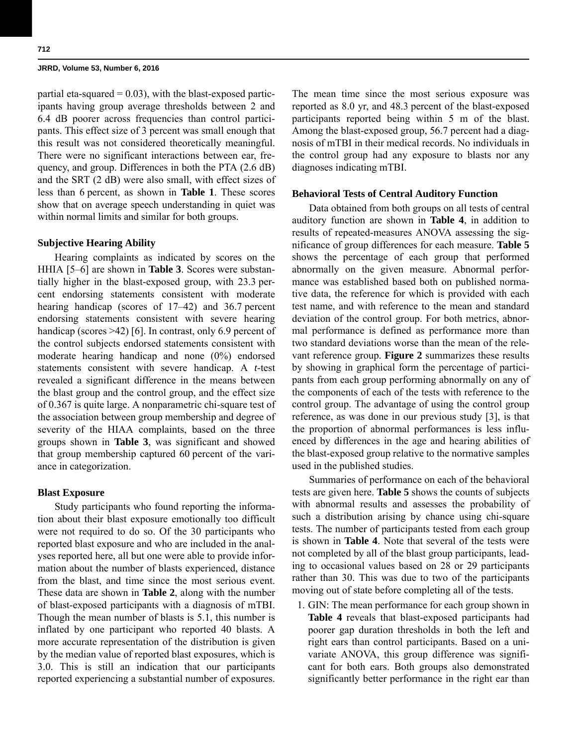partial eta-squared = 0.03), with the blast-exposed participants having group average thresholds between 2 and 6.4 dB poorer across frequencies than control participants. This effect size of 3 percent was small enough that this result was not considered theoretically meaningful. There were no significant interactions between ear, frequency, and group. Differences in both the PTA (2.6 dB) and the SRT (2 dB) were also small, with effect sizes of less than 6 percent, as shown in **Table 1**. These scores show that on average speech understanding in quiet was within normal limits and similar for both groups.

### Subjective Hearing Ability

Hearing complaints as indicated by scores on the HHIA [5–6] are shown in **Table 3**. Scores were substantially higher in the blast-exposed group, with 23.3 percent endorsing statements consistent with moderate hearing handicap (scores of 17–42) and 36.7 percent endorsing statements consistent with severe hearing handicap (scores >42) [6]. In contrast, only 6.9 percent of the control subjects endorsed statements consistent with moderate hearing handicap and none (0%) endorsed statements consistent with severe handicap. A *t*-test revealed a significant difference in the means between the blast group and the control group, and the effect size of 0.367 is quite large. A nonparametric chi-square test of the association between group membership and degree of severity of the HIAA complaints, based on the three groups shown in **Table 3**, was significant and showed that group membership captured 60 percent of the variance in categorization.

### Blast Exposure

Study participants who found reporting the information about their blast exposure emotionally too difficult were not required to do so. Of the 30 participants who reported blast exposure and who are included in the analyses reported here, all but one were able to provide information about the number of blasts experienced, distance from the blast, and time since the most serious event. These data are shown in **Table 2**, along with the number of blast-exposed participants with a diagnosis of mTBI. Though the mean number of blasts is 5.1, this number is inflated by one participant who reported 40 blasts. A more accurate representation of the distribution is given by the median value of reported blast exposures, which is 3.0. This is still an indication that our participants reported experiencing a substantial number of exposures. The mean time since the most serious exposure was reported as 8.0 yr, and 48.3 percent of the blast-exposed participants reported being within 5 m of the blast. Among the blast-exposed group, 56.7 percent had a diagnosis of mTBI in their medical records. No individuals in the control group had any exposure to blasts nor any diagnoses indicating mTBI.

### Behavioral Tests of Central Auditory Function

Data obtained from both groups on all tests of central auditory function are shown in **Table 4**, in addition to results of repeated-measures ANOVA assessing the significance of group differences for each measure. **Table 5** shows the percentage of each group that performed abnormally on the given measure. Abnormal performance was established based both on published normative data, the reference for which is provided with each test name, and with reference to the mean and standard deviation of the control group. For both metrics, abnormal performance is defined as performance more than two standard deviations worse than the mean of the relevant reference group. **Figure 2** summarizes these results by showing in graphical form the percentage of participants from each group performing abnormally on any of the components of each of the tests with reference to the control group. The advantage of using the control group reference, as was done in our previous study [3], is that the proportion of abnormal performances is less influenced by differences in the age and hearing abilities of the blast-exposed group relative to the normative samples used in the published studies.

Summaries of performance on each of the behavioral tests are given here. **Table 5** shows the counts of subjects with abnormal results and assesses the probability of such a distribution arising by chance using chi-square tests. The number of participants tested from each group is shown in **Table 4**. Note that several of the tests were not completed by all of the blast group participants, leading to occasional values based on 28 or 29 participants rather than 30. This was due to two of the participants moving out of state before completing all of the tests.

1. GIN: The mean performance for each group shown in **Table 4** reveals that blast-exposed participants had poorer gap duration thresholds in both the left and right ears than control participants. Based on a univariate ANOVA, this group difference was significant for both ears. Both groups also demonstrated significantly better performance in the right ear than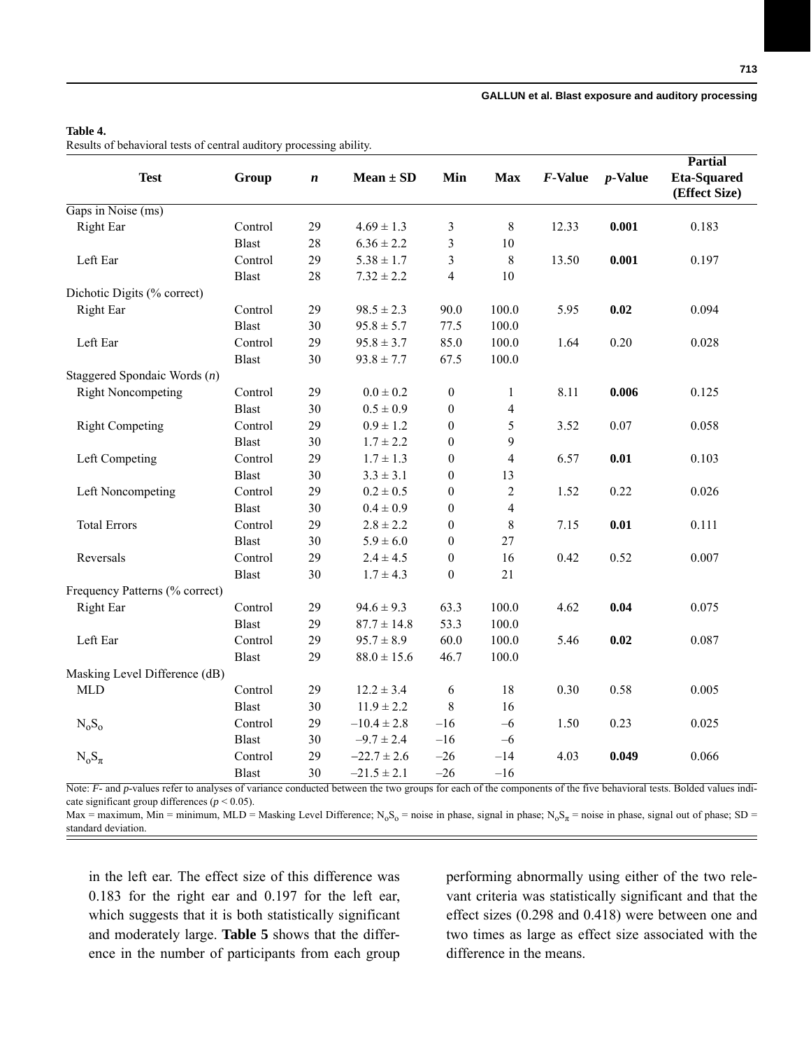**Table 4.**
Results of behavioral tests of central auditory processing ability.

| Test | Group | *n* | Mean ± SD | Min | Max | *F*-Value | *p*-Value | Partial Eta-Squared (Effect Size) |
|---|---|---|---|---|---|---|---|---|
| Gaps in Noise (ms) | | | | | | | | |
| Right Ear | Control | 29 | 4.69 ± 1.3 | 3 | 8 | 12.33 | **0.001** | 0.183 |
| | Blast | 28 | 6.36 ± 2.2 | 3 | 10 | | | |
| Left Ear | Control | 29 | 5.38 ± 1.7 | 3 | 8 | 13.50 | **0.001** | 0.197 |
| | Blast | 28 | 7.32 ± 2.2 | 4 | 10 | | | |
| Dichotic Digits (% correct) | | | | | | | | |
| Right Ear | Control | 29 | 98.5 ± 2.3 | 90.0 | 100.0 | 5.95 | **0.02** | 0.094 |
| | Blast | 30 | 95.8 ± 5.7 | 77.5 | 100.0 | | | |
| Left Ear | Control | 29 | 95.8 ± 3.7 | 85.0 | 100.0 | 1.64 | 0.20 | 0.028 |
| | Blast | 30 | 93.8 ± 7.7 | 67.5 | 100.0 | | | |
| Staggered Spondaic Words (*n*) | | | | | | | | |
| Right Noncompeting | Control | 29 | 0.0 ± 0.2 | 0 | 1 | 8.11 | **0.006** | 0.125 |
| | Blast | 30 | 0.5 ± 0.9 | 0 | 4 | | | |
| Right Competing | Control | 29 | 0.9 ± 1.2 | 0 | 5 | 3.52 | 0.07 | 0.058 |
| | Blast | 30 | 1.7 ± 2.2 | 0 | 9 | | | |
| Left Competing | Control | 29 | 1.7 ± 1.3 | 0 | 4 | 6.57 | **0.01** | 0.103 |
| | Blast | 30 | 3.3 ± 3.1 | 0 | 13 | | | |
| Left Noncompeting | Control | 29 | 0.2 ± 0.5 | 0 | 2 | 1.52 | 0.22 | 0.026 |
| | Blast | 30 | 0.4 ± 0.9 | 0 | 4 | | | |
| Total Errors | Control | 29 | 2.8 ± 2.2 | 0 | 8 | 7.15 | **0.01** | 0.111 |
| | Blast | 30 | 5.9 ± 6.0 | 0 | 27 | | | |
| Reversals | Control | 29 | 2.4 ± 4.5 | 0 | 16 | 0.42 | 0.52 | 0.007 |
| | Blast | 30 | 1.7 ± 4.3 | 0 | 21 | | | |
| Frequency Patterns (% correct) | | | | | | | | |
| Right Ear | Control | 29 | 94.6 ± 9.3 | 63.3 | 100.0 | 4.62 | **0.04** | 0.075 |
| | Blast | 29 | 87.7 ± 14.8 | 53.3 | 100.0 | | | |
| Left Ear | Control | 29 | 95.7 ± 8.9 | 60.0 | 100.0 | 5.46 | **0.02** | 0.087 |
| | Blast | 29 | 88.0 ± 15.6 | 46.7 | 100.0 | | | |
| Masking Level Difference (dB) | | | | | | | | |
| MLD | Control | 29 | 12.2 ± 3.4 | 6 | 18 | 0.30 | 0.58 | 0.005 |
| | Blast | 30 | 11.9 ± 2.2 | 8 | 16 | | | |
| $N_oS_o$ | Control | 29 | –10.4 ± 2.8 | –16 | –6 | 1.50 | 0.23 | 0.025 |
| | Blast | 30 | –9.7 ± 2.4 | –16 | –6 | | | |
| $N_oS_\pi$ | Control | 29 | –22.7 ± 2.6 | –26 | –14 | 4.03 | **0.049** | 0.066 |
| | Blast | 30 | –21.5 ± 2.1 | –26 | –16 | | | |

Note: *F*- and *p*-values refer to analyses of variance conducted between the two groups for each of the components of the five behavioral tests. Bolded values indicate significant group differences ($p < 0.05$).
Max = maximum, Min = minimum, MLD = Masking Level Difference; $N_oS_o$ = noise in phase, signal in phase; $N_oS_\pi$ = noise in phase, signal out of phase; SD = standard deviation.

in the left ear. The effect size of this difference was 0.183 for the right ear and 0.197 for the left ear, which suggests that it is both statistically significant and moderately large. **Table 5** shows that the difference in the number of participants from each group performing abnormally using either of the two relevant criteria was statistically significant and that the effect sizes (0.298 and 0.418) were between one and two times as large as effect size associated with the difference in the means.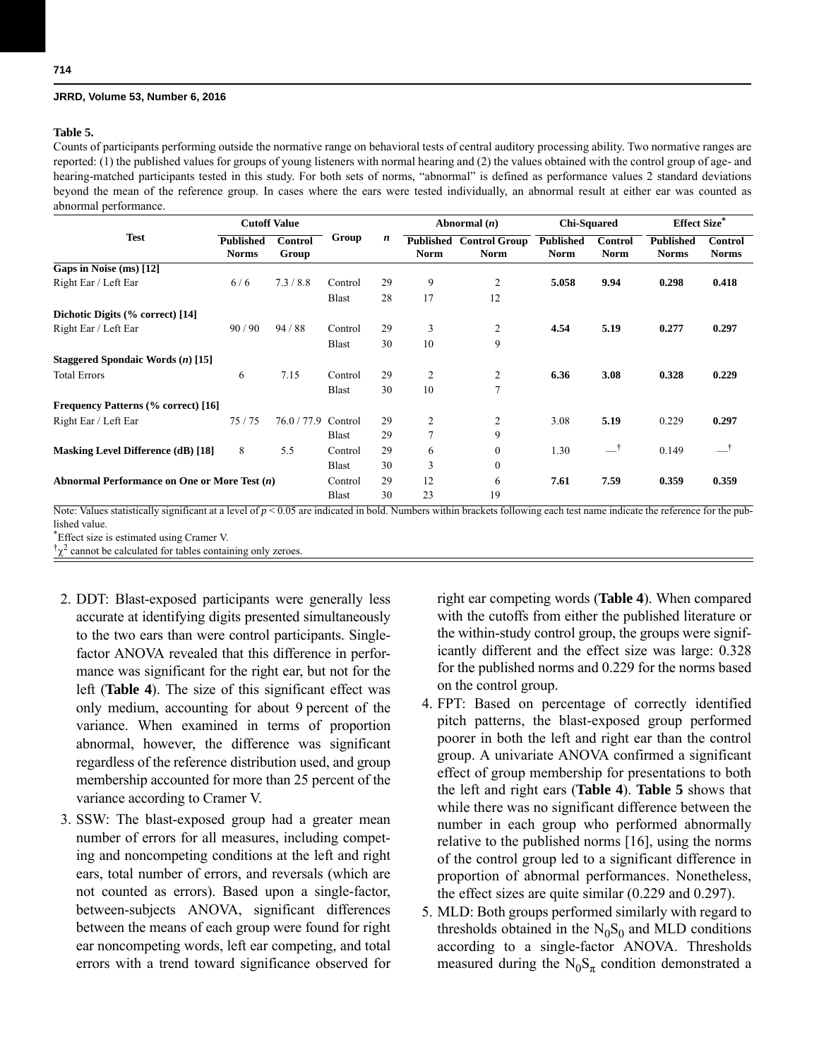**Table 5.**

Counts of participants performing outside the normative range on behavioral tests of central auditory processing ability. Two normative ranges are reported: (1) the published values for groups of young listeners with normal hearing and (2) the values obtained with the control group of age- and hearing-matched participants tested in this study. For both sets of norms, "abnormal" is defined as performance values 2 standard deviations beyond the mean of the reference group. In cases where the ears were tested individually, an abnormal result at either ear was counted as abnormal performance.

| Test | Cutoff Value | | Group | *n* | Abnormal (*n*) | | Chi-Squared | | Effect Size* | |
|---|---|---|---|---|---|---|---|---|---|---|
| | Published Norms | Control Group | | | Published Norm | Control Group Norm | Published Norm | Control Norm | Published Norms | Control Norms |
| **Gaps in Noise (ms) [12]** | | | | | | | | | | |
| Right Ear / Left Ear | 6 / 6 | 7.3 / 8.8 | Control | 29 | 9 | 2 | **5.058** | **9.94** | **0.298** | **0.418** |
| | | | Blast | 28 | 17 | 12 | | | | |
| **Dichotic Digits (% correct) [14]** | | | | | | | | | | |
| Right Ear / Left Ear | 90 / 90 | 94 / 88 | Control | 29 | 3 | 2 | **4.54** | **5.19** | **0.277** | **0.297** |
| | | | Blast | 30 | 10 | 9 | | | | |
| **Staggered Spondaic Words (*n*) [15]** | | | | | | | | | | |
| Total Errors | 6 | 7.15 | Control | 29 | 2 | 2 | **6.36** | **3.08** | **0.328** | **0.229** |
| | | | Blast | 30 | 10 | 7 | | | | |
| **Frequency Patterns (% correct) [16]** | | | | | | | | | | |
| Right Ear / Left Ear | 75 / 75 | 76.0 / 77.9 | Control | 29 | 2 | 2 | 3.08 | **5.19** | 0.229 | **0.297** |
| | | | Blast | 29 | 7 | 9 | | | | |
| **Masking Level Difference (dB) [18]** | 8 | 5.5 | Control | 29 | 6 | 0 | 1.30 | —† | 0.149 | —† |
| | | | Blast | 30 | 3 | 0 | | | | |
| **Abnormal Performance on One or More Test (*n*)** | | | Control | 29 | 12 | 6 | **7.61** | **7.59** | **0.359** | **0.359** |
| | | | Blast | 30 | 23 | 19 | | | | |

Note: Values statistically significant at a level of $p < 0.05$ are indicated in bold. Numbers within brackets following each test name indicate the reference for the published value.

*Effect size is estimated using Cramer V.

†$\chi^2$ cannot be calculated for tables containing only zeroes.

2. DDT: Blast-exposed participants were generally less accurate at identifying digits presented simultaneously to the two ears than were control participants. Single-factor ANOVA revealed that this difference in performance was significant for the right ear, but not for the left (**Table 4**). The size of this significant effect was only medium, accounting for about 9 percent of the variance. When examined in terms of proportion abnormal, however, the difference was significant regardless of the reference distribution used, and group membership accounted for more than 25 percent of the variance according to Cramer V.
3. SSW: The blast-exposed group had a greater mean number of errors for all measures, including competing and noncompeting conditions at the left and right ears, total number of errors, and reversals (which are not counted as errors). Based upon a single-factor, between-subjects ANOVA, significant differences between the means of each group were found for right ear noncompeting words, left ear competing, and total errors with a trend toward significance observed for right ear competing words (**Table 4**). When compared with the cutoffs from either the published literature or the within-study control group, the groups were significantly different and the effect size was large: 0.328 for the published norms and 0.229 for the norms based on the control group.
4. FPT: Based on percentage of correctly identified pitch patterns, the blast-exposed group performed poorer in both the left and right ear than the control group. A univariate ANOVA confirmed a significant effect of group membership for presentations to both the left and right ears (**Table 4**). **Table 5** shows that while there was no significant difference between the number in each group who performed abnormally relative to the published norms [16], using the norms of the control group led to a significant difference in proportion of abnormal performances. Nonetheless, the effect sizes are quite similar (0.229 and 0.297).
5. MLD: Both groups performed similarly with regard to thresholds obtained in the $N_0S_0$ and MLD conditions according to a single-factor ANOVA. Thresholds measured during the $N_0S_\pi$ condition demonstrated a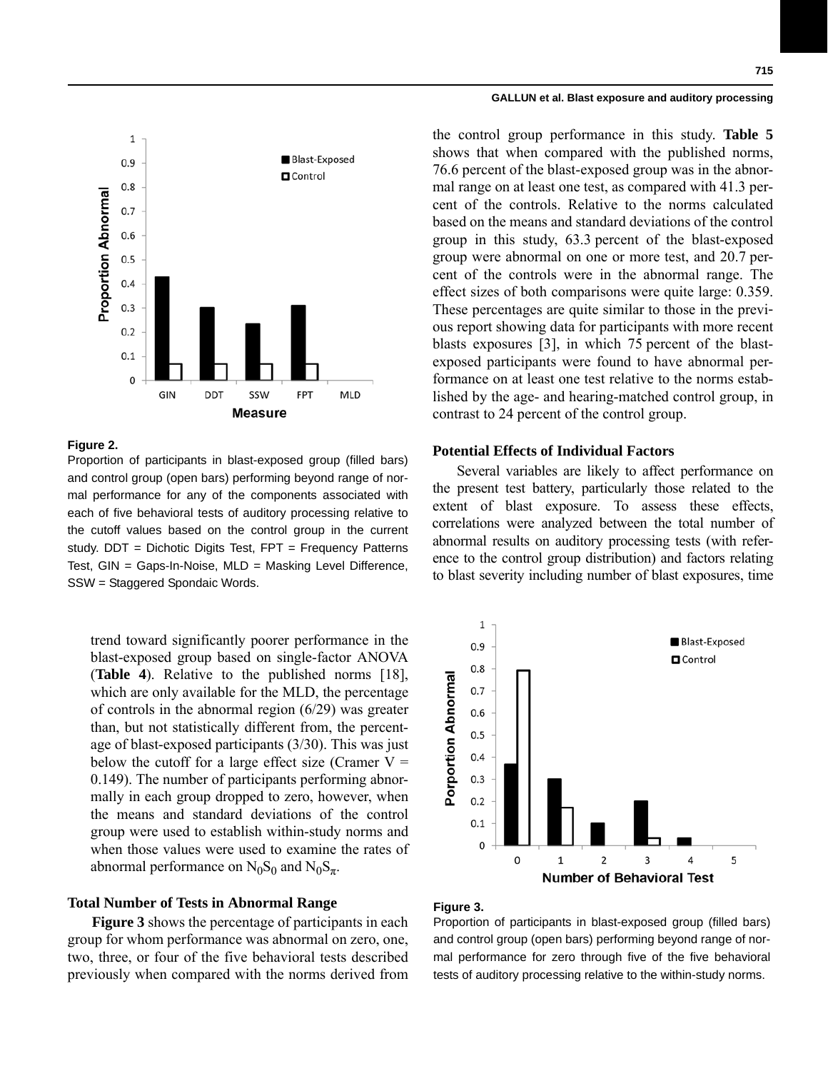Figure 2.

Proportion of participants in blast-exposed group (filled bars) and control group (open bars) performing beyond range of normal performance for any of the components associated with each of five behavioral tests of auditory processing relative to the cutoff values based on the control group in the current study. DDT = Dichotic Digits Test, FPT = Frequency Patterns Test, GIN = Gaps-In-Noise, MLD = Masking Level Difference, SSW = Staggered Spondaic Words.

trend toward significantly poorer performance in the blast-exposed group based on single-factor ANOVA (**Table 4**). Relative to the published norms [18], which are only available for the MLD, the percentage of controls in the abnormal region (6/29) was greater than, but not statistically different from, the percentage of blast-exposed participants (3/30). This was just below the cutoff for a large effect size (Cramer V = 0.149). The number of participants performing abnormally in each group dropped to zero, however, when the means and standard deviations of the control group were used to establish within-study norms and when those values were used to examine the rates of abnormal performance on $N_0S_0$ and $N_0S_\pi$.

### Total Number of Tests in Abnormal Range

**Figure 3** shows the percentage of participants in each group for whom performance was abnormal on zero, one, two, three, or four of the five behavioral tests described previously when compared with the norms derived from the control group performance in this study. **Table 5** shows that when compared with the published norms, 76.6 percent of the blast-exposed group was in the abnormal range on at least one test, as compared with 41.3 percent of the controls. Relative to the norms calculated based on the means and standard deviations of the control group in this study, 63.3 percent of the blast-exposed group were abnormal on one or more test, and 20.7 percent of the controls were in the abnormal range. The effect sizes of both comparisons were quite large: 0.359. These percentages are quite similar to those in the previous report showing data for participants with more recent blasts exposures [3], in which 75 percent of the blast-exposed participants were found to have abnormal performance on at least one test relative to the norms established by the age- and hearing-matched control group, in contrast to 24 percent of the control group.

### Potential Effects of Individual Factors

Several variables are likely to affect performance on the present test battery, particularly those related to the extent of blast exposure. To assess these effects, correlations were analyzed between the total number of abnormal results on auditory processing tests (with reference to the control group distribution) and factors relating to blast severity including number of blast exposures, time

Figure 3.

Proportion of participants in blast-exposed group (filled bars) and control group (open bars) performing beyond range of normal performance for zero through five of the five behavioral tests of auditory processing relative to the within-study norms.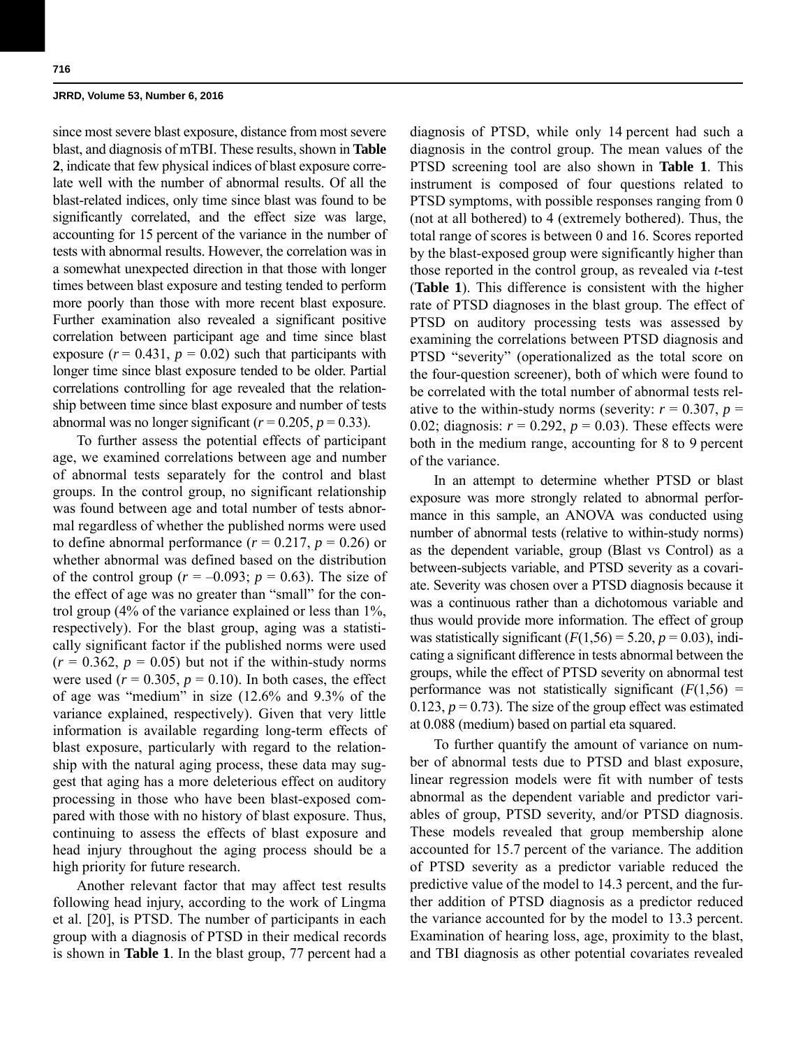since most severe blast exposure, distance from most severe blast, and diagnosis of mTBI. These results, shown in **Table 2**, indicate that few physical indices of blast exposure correlate well with the number of abnormal results. Of all the blast-related indices, only time since blast was found to be significantly correlated, and the effect size was large, accounting for 15 percent of the variance in the number of tests with abnormal results. However, the correlation was in a somewhat unexpected direction in that those with longer times between blast exposure and testing tended to perform more poorly than those with more recent blast exposure. Further examination also revealed a significant positive correlation between participant age and time since blast exposure ($r = 0.431$, $p = 0.02$) such that participants with longer time since blast exposure tended to be older. Partial correlations controlling for age revealed that the relationship between time since blast exposure and number of tests abnormal was no longer significant ($r = 0.205$, $p = 0.33$).

To further assess the potential effects of participant age, we examined correlations between age and number of abnormal tests separately for the control and blast groups. In the control group, no significant relationship was found between age and total number of tests abnormal regardless of whether the published norms were used to define abnormal performance ($r = 0.217$, $p = 0.26$) or whether abnormal was defined based on the distribution of the control group ($r = -0.093$; $p = 0.63$). The size of the effect of age was no greater than "small" for the control group (4% of the variance explained or less than 1%, respectively). For the blast group, aging was a statistically significant factor if the published norms were used ($r = 0.362$, $p = 0.05$) but not if the within-study norms were used ($r = 0.305$, $p = 0.10$). In both cases, the effect of age was "medium" in size (12.6% and 9.3% of the variance explained, respectively). Given that very little information is available regarding long-term effects of blast exposure, particularly with regard to the relationship with the natural aging process, these data may suggest that aging has a more deleterious effect on auditory processing in those who have been blast-exposed compared with those with no history of blast exposure. Thus, continuing to assess the effects of blast exposure and head injury throughout the aging process should be a high priority for future research.

Another relevant factor that may affect test results following head injury, according to the work of Lingma et al. [20], is PTSD. The number of participants in each group with a diagnosis of PTSD in their medical records is shown in **Table 1**. In the blast group, 77 percent had a diagnosis of PTSD, while only 14 percent had such a diagnosis in the control group. The mean values of the PTSD screening tool are also shown in **Table 1**. This instrument is composed of four questions related to PTSD symptoms, with possible responses ranging from 0 (not at all bothered) to 4 (extremely bothered). Thus, the total range of scores is between 0 and 16. Scores reported by the blast-exposed group were significantly higher than those reported in the control group, as revealed via *t*-test (**Table 1**). This difference is consistent with the higher rate of PTSD diagnoses in the blast group. The effect of PTSD on auditory processing tests was assessed by examining the correlations between PTSD diagnosis and PTSD "severity" (operationalized as the total score on the four-question screener), both of which were found to be correlated with the total number of abnormal tests relative to the within-study norms (severity: $r = 0.307$, $p = 0.02$; diagnosis: $r = 0.292$, $p = 0.03$). These effects were both in the medium range, accounting for 8 to 9 percent of the variance.

In an attempt to determine whether PTSD or blast exposure was more strongly related to abnormal performance in this sample, an ANOVA was conducted using number of abnormal tests (relative to within-study norms) as the dependent variable, group (Blast vs Control) as a between-subjects variable, and PTSD severity as a covariate. Severity was chosen over a PTSD diagnosis because it was a continuous rather than a dichotomous variable and thus would provide more information. The effect of group was statistically significant ($F(1,56) = 5.20$, $p = 0.03$), indicating a significant difference in tests abnormal between the groups, while the effect of PTSD severity on abnormal test performance was not statistically significant ($F(1,56) = 0.123$, $p = 0.73$). The size of the group effect was estimated at 0.088 (medium) based on partial eta squared.

To further quantify the amount of variance on number of abnormal tests due to PTSD and blast exposure, linear regression models were fit with number of tests abnormal as the dependent variable and predictor variables of group, PTSD severity, and/or PTSD diagnosis. These models revealed that group membership alone accounted for 15.7 percent of the variance. The addition of PTSD severity as a predictor variable reduced the predictive value of the model to 14.3 percent, and the further addition of PTSD diagnosis as a predictor reduced the variance accounted for by the model to 13.3 percent. Examination of hearing loss, age, proximity to the blast, and TBI diagnosis as other potential covariates revealed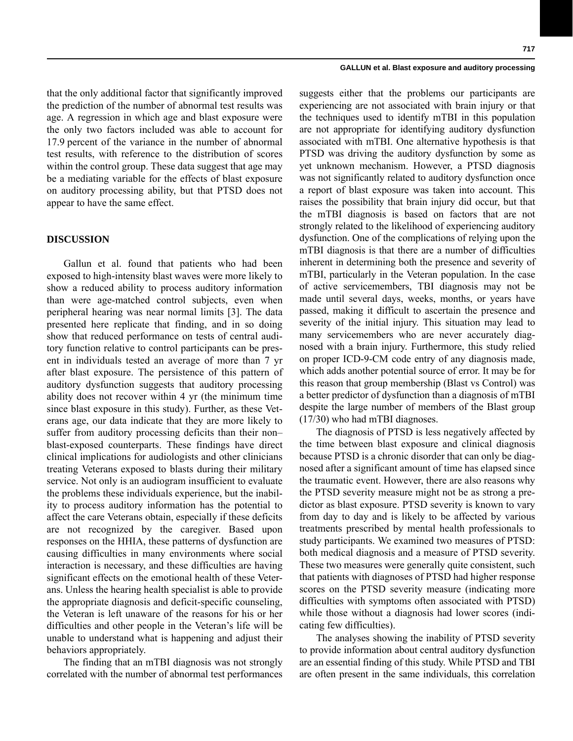that the only additional factor that significantly improved the prediction of the number of abnormal test results was age. A regression in which age and blast exposure were the only two factors included was able to account for 17.9 percent of the variance in the number of abnormal test results, with reference to the distribution of scores within the control group. These data suggest that age may be a mediating variable for the effects of blast exposure on auditory processing ability, but that PTSD does not appear to have the same effect.

## DISCUSSION

Gallun et al. found that patients who had been exposed to high-intensity blast waves were more likely to show a reduced ability to process auditory information than were age-matched control subjects, even when peripheral hearing was near normal limits [3]. The data presented here replicate that finding, and in so doing show that reduced performance on tests of central auditory function relative to control participants can be present in individuals tested an average of more than 7 yr after blast exposure. The persistence of this pattern of auditory dysfunction suggests that auditory processing ability does not recover within 4 yr (the minimum time since blast exposure in this study). Further, as these Veterans age, our data indicate that they are more likely to suffer from auditory processing deficits than their non–blast-exposed counterparts. These findings have direct clinical implications for audiologists and other clinicians treating Veterans exposed to blasts during their military service. Not only is an audiogram insufficient to evaluate the problems these individuals experience, but the inability to process auditory information has the potential to affect the care Veterans obtain, especially if these deficits are not recognized by the caregiver. Based upon responses on the HHIA, these patterns of dysfunction are causing difficulties in many environments where social interaction is necessary, and these difficulties are having significant effects on the emotional health of these Veterans. Unless the hearing health specialist is able to provide the appropriate diagnosis and deficit-specific counseling, the Veteran is left unaware of the reasons for his or her difficulties and other people in the Veteran's life will be unable to understand what is happening and adjust their behaviors appropriately.

The finding that an mTBI diagnosis was not strongly correlated with the number of abnormal test performances suggests either that the problems our participants are experiencing are not associated with brain injury or that the techniques used to identify mTBI in this population are not appropriate for identifying auditory dysfunction associated with mTBI. One alternative hypothesis is that PTSD was driving the auditory dysfunction by some as yet unknown mechanism. However, a PTSD diagnosis was not significantly related to auditory dysfunction once a report of blast exposure was taken into account. This raises the possibility that brain injury did occur, but that the mTBI diagnosis is based on factors that are not strongly related to the likelihood of experiencing auditory dysfunction. One of the complications of relying upon the mTBI diagnosis is that there are a number of difficulties inherent in determining both the presence and severity of mTBI, particularly in the Veteran population. In the case of active servicemembers, TBI diagnosis may not be made until several days, weeks, months, or years have passed, making it difficult to ascertain the presence and severity of the initial injury. This situation may lead to many servicemembers who are never accurately diagnosed with a brain injury. Furthermore, this study relied on proper ICD-9-CM code entry of any diagnosis made, which adds another potential source of error. It may be for this reason that group membership (Blast vs Control) was a better predictor of dysfunction than a diagnosis of mTBI despite the large number of members of the Blast group (17/30) who had mTBI diagnoses.

The diagnosis of PTSD is less negatively affected by the time between blast exposure and clinical diagnosis because PTSD is a chronic disorder that can only be diagnosed after a significant amount of time has elapsed since the traumatic event. However, there are also reasons why the PTSD severity measure might not be as strong a predictor as blast exposure. PTSD severity is known to vary from day to day and is likely to be affected by various treatments prescribed by mental health professionals to study participants. We examined two measures of PTSD: both medical diagnosis and a measure of PTSD severity. These two measures were generally quite consistent, such that patients with diagnoses of PTSD had higher response scores on the PTSD severity measure (indicating more difficulties with symptoms often associated with PTSD) while those without a diagnosis had lower scores (indicating few difficulties).

The analyses showing the inability of PTSD severity to provide information about central auditory dysfunction are an essential finding of this study. While PTSD and TBI are often present in the same individuals, this correlation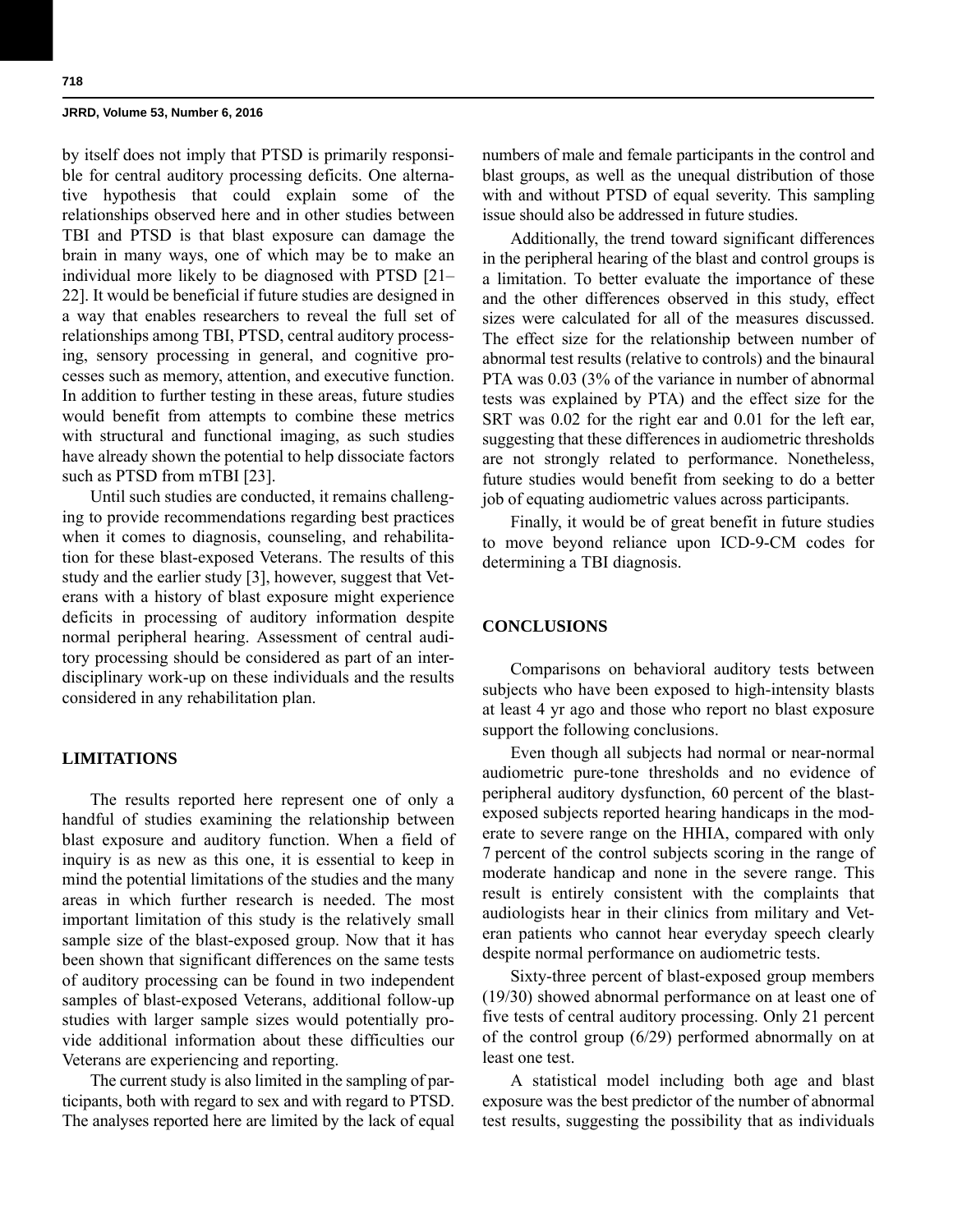by itself does not imply that PTSD is primarily responsible for central auditory processing deficits. One alternative hypothesis that could explain some of the relationships observed here and in other studies between TBI and PTSD is that blast exposure can damage the brain in many ways, one of which may be to make an individual more likely to be diagnosed with PTSD [21–22]. It would be beneficial if future studies are designed in a way that enables researchers to reveal the full set of relationships among TBI, PTSD, central auditory processing, sensory processing in general, and cognitive processes such as memory, attention, and executive function. In addition to further testing in these areas, future studies would benefit from attempts to combine these metrics with structural and functional imaging, as such studies have already shown the potential to help dissociate factors such as PTSD from mTBI [23].

Until such studies are conducted, it remains challenging to provide recommendations regarding best practices when it comes to diagnosis, counseling, and rehabilitation for these blast-exposed Veterans. The results of this study and the earlier study [3], however, suggest that Veterans with a history of blast exposure might experience deficits in processing of auditory information despite normal peripheral hearing. Assessment of central auditory processing should be considered as part of an interdisciplinary work-up on these individuals and the results considered in any rehabilitation plan.

## LIMITATIONS

The results reported here represent one of only a handful of studies examining the relationship between blast exposure and auditory function. When a field of inquiry is as new as this one, it is essential to keep in mind the potential limitations of the studies and the many areas in which further research is needed. The most important limitation of this study is the relatively small sample size of the blast-exposed group. Now that it has been shown that significant differences on the same tests of auditory processing can be found in two independent samples of blast-exposed Veterans, additional follow-up studies with larger sample sizes would potentially provide additional information about these difficulties our Veterans are experiencing and reporting.

The current study is also limited in the sampling of participants, both with regard to sex and with regard to PTSD. The analyses reported here are limited by the lack of equal numbers of male and female participants in the control and blast groups, as well as the unequal distribution of those with and without PTSD of equal severity. This sampling issue should also be addressed in future studies.

Additionally, the trend toward significant differences in the peripheral hearing of the blast and control groups is a limitation. To better evaluate the importance of these and the other differences observed in this study, effect sizes were calculated for all of the measures discussed. The effect size for the relationship between number of abnormal test results (relative to controls) and the binaural PTA was 0.03 (3% of the variance in number of abnormal tests was explained by PTA) and the effect size for the SRT was 0.02 for the right ear and 0.01 for the left ear, suggesting that these differences in audiometric thresholds are not strongly related to performance. Nonetheless, future studies would benefit from seeking to do a better job of equating audiometric values across participants.

Finally, it would be of great benefit in future studies to move beyond reliance upon ICD-9-CM codes for determining a TBI diagnosis.

## CONCLUSIONS

Comparisons on behavioral auditory tests between subjects who have been exposed to high-intensity blasts at least 4 yr ago and those who report no blast exposure support the following conclusions.

Even though all subjects had normal or near-normal audiometric pure-tone thresholds and no evidence of peripheral auditory dysfunction, 60 percent of the blast-exposed subjects reported hearing handicaps in the moderate to severe range on the HHIA, compared with only 7 percent of the control subjects scoring in the range of moderate handicap and none in the severe range. This result is entirely consistent with the complaints that audiologists hear in their clinics from military and Veteran patients who cannot hear everyday speech clearly despite normal performance on audiometric tests.

Sixty-three percent of blast-exposed group members (19/30) showed abnormal performance on at least one of five tests of central auditory processing. Only 21 percent of the control group (6/29) performed abnormally on at least one test.

A statistical model including both age and blast exposure was the best predictor of the number of abnormal test results, suggesting the possibility that as individuals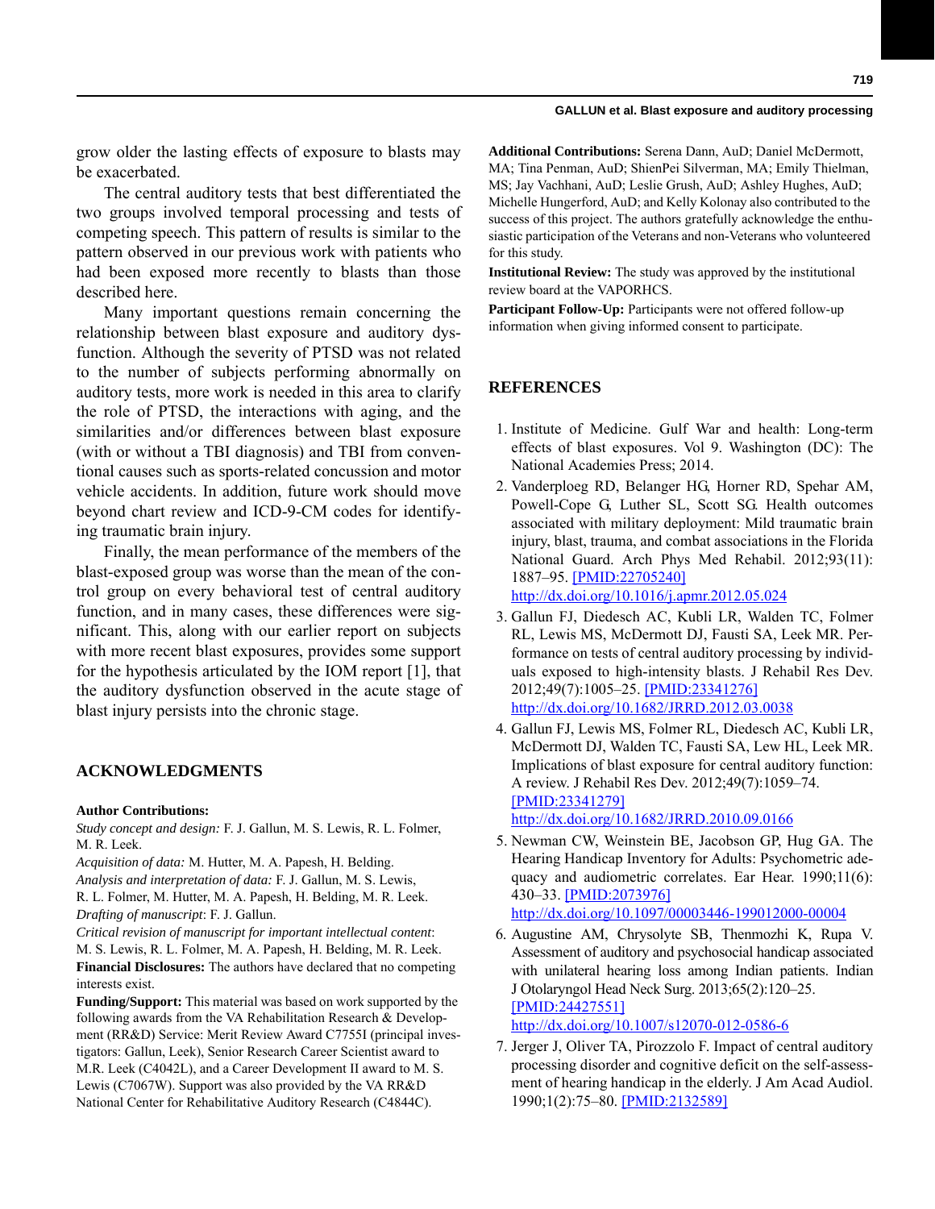grow older the lasting effects of exposure to blasts may be exacerbated.

The central auditory tests that best differentiated the two groups involved temporal processing and tests of competing speech. This pattern of results is similar to the pattern observed in our previous work with patients who had been exposed more recently to blasts than those described here.

Many important questions remain concerning the relationship between blast exposure and auditory dysfunction. Although the severity of PTSD was not related to the number of subjects performing abnormally on auditory tests, more work is needed in this area to clarify the role of PTSD, the interactions with aging, and the similarities and/or differences between blast exposure (with or without a TBI diagnosis) and TBI from conventional causes such as sports-related concussion and motor vehicle accidents. In addition, future work should move beyond chart review and ICD-9-CM codes for identifying traumatic brain injury.

Finally, the mean performance of the members of the blast-exposed group was worse than the mean of the control group on every behavioral test of central auditory function, and in many cases, these differences were significant. This, along with our earlier report on subjects with more recent blast exposures, provides some support for the hypothesis articulated by the IOM report [1], that the auditory dysfunction observed in the acute stage of blast injury persists into the chronic stage.

## ACKNOWLEDGMENTS

**Author Contributions:**

*Study concept and design:* F. J. Gallun, M. S. Lewis, R. L. Folmer, M. R. Leek.

*Acquisition of data:* M. Hutter, M. A. Papesh, H. Belding.

*Analysis and interpretation of data:* F. J. Gallun, M. S. Lewis, R. L. Folmer, M. Hutter, M. A. Papesh, H. Belding, M. R. Leek.

*Drafting of manuscript*: F. J. Gallun.

*Critical revision of manuscript for important intellectual content*: M. S. Lewis, R. L. Folmer, M. A. Papesh, H. Belding, M. R. Leek.

**Financial Disclosures:** The authors have declared that no competing interests exist.

**Funding/Support:** This material was based on work supported by the following awards from the VA Rehabilitation Research & Development (RR&D) Service: Merit Review Award C7755I (principal investigators: Gallun, Leek), Senior Research Career Scientist award to M.R. Leek (C4042L), and a Career Development II award to M. S. Lewis (C7067W). Support was also provided by the VA RR&D National Center for Rehabilitative Auditory Research (C4844C).

**Additional Contributions:** Serena Dann, AuD; Daniel McDermott, MA; Tina Penman, AuD; ShienPei Silverman, MA; Emily Thielman, MS; Jay Vachhani, AuD; Leslie Grush, AuD; Ashley Hughes, AuD; Michelle Hungerford, AuD; and Kelly Kolonay also contributed to the success of this project. The authors gratefully acknowledge the enthusiastic participation of the Veterans and non-Veterans who volunteered for this study.

**Institutional Review:** The study was approved by the institutional review board at the VAPORHCS.

**Participant Follow-Up:** Participants were not offered follow-up information when giving informed consent to participate.

## REFERENCES

1. Institute of Medicine. Gulf War and health: Long-term effects of blast exposures. Vol 9. Washington (DC): The National Academies Press; 2014.
2. Vanderploeg RD, Belanger HG, Horner RD, Spehar AM, Powell-Cope G, Luther SL, Scott SG. Health outcomes associated with military deployment: Mild traumatic brain injury, blast, trauma, and combat associations in the Florida National Guard. Arch Phys Med Rehabil. 2012;93(11): 1887–95. [PMID:22705240] http://dx.doi.org/10.1016/j.apmr.2012.05.024
3. Gallun FJ, Diedesch AC, Kubli LR, Walden TC, Folmer RL, Lewis MS, McDermott DJ, Fausti SA, Leek MR. Performance on tests of central auditory processing by individuals exposed to high-intensity blasts. J Rehabil Res Dev. 2012;49(7):1005–25. [PMID:23341276] http://dx.doi.org/10.1682/JRRD.2012.03.0038
4. Gallun FJ, Lewis MS, Folmer RL, Diedesch AC, Kubli LR, McDermott DJ, Walden TC, Fausti SA, Lew HL, Leek MR. Implications of blast exposure for central auditory function: A review. J Rehabil Res Dev. 2012;49(7):1059–74. [PMID:23341279] http://dx.doi.org/10.1682/JRRD.2010.09.0166
5. Newman CW, Weinstein BE, Jacobson GP, Hug GA. The Hearing Handicap Inventory for Adults: Psychometric adequacy and audiometric correlates. Ear Hear. 1990;11(6): 430–33. [PMID:2073976] http://dx.doi.org/10.1097/00003446-199012000-00004
6. Augustine AM, Chrysolyte SB, Thenmozhi K, Rupa V. Assessment of auditory and psychosocial handicap associated with unilateral hearing loss among Indian patients. Indian J Otolaryngol Head Neck Surg. 2013;65(2):120–25. [PMID:24427551] http://dx.doi.org/10.1007/s12070-012-0586-6
7. Jerger J, Oliver TA, Pirozzolo F. Impact of central auditory processing disorder and cognitive deficit on the self-assessment of hearing handicap in the elderly. J Am Acad Audiol. 1990;1(2):75–80. [PMID:2132589]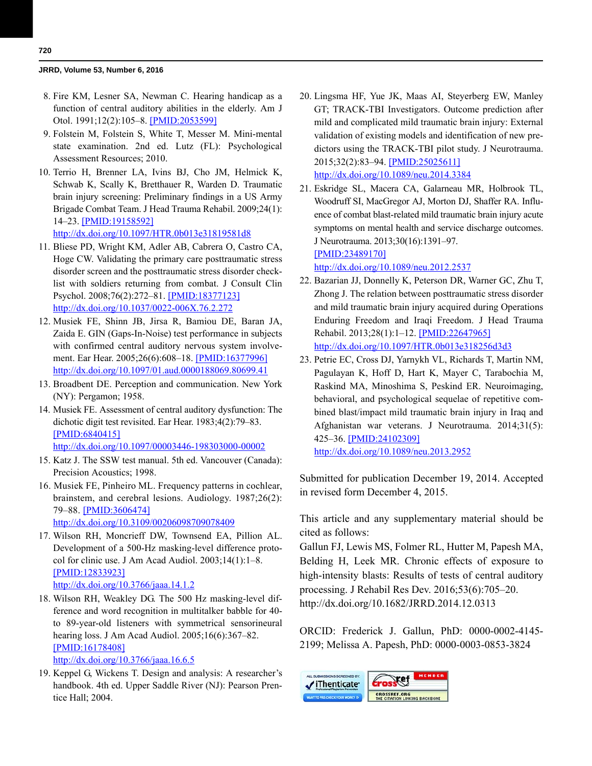8. Fire KM, Lesner SA, Newman C. Hearing handicap as a function of central auditory abilities in the elderly. Am J Otol. 1991;12(2):105–8. [PMID:2053599]
9. Folstein M, Folstein S, White T, Messer M. Mini-mental state examination. 2nd ed. Lutz (FL): Psychological Assessment Resources; 2010.
10. Terrio H, Brenner LA, Ivins BJ, Cho JM, Helmick K, Schwab K, Scally K, Bretthauer R, Warden D. Traumatic brain injury screening: Preliminary findings in a US Army Brigade Combat Team. J Head Trauma Rehabil. 2009;24(1): 14–23. [PMID:19158592] http://dx.doi.org/10.1097/HTR.0b013e31819581d8
11. Bliese PD, Wright KM, Adler AB, Cabrera O, Castro CA, Hoge CW. Validating the primary care posttraumatic stress disorder screen and the posttraumatic stress disorder checklist with soldiers returning from combat. J Consult Clin Psychol. 2008;76(2):272–81. [PMID:18377123] http://dx.doi.org/10.1037/0022-006X.76.2.272
12. Musiek FE, Shinn JB, Jirsa R, Bamiou DE, Baran JA, Zaida E. GIN (Gaps-In-Noise) test performance in subjects with confirmed central auditory nervous system involvement. Ear Hear. 2005;26(6):608–18. [PMID:16377996] http://dx.doi.org/10.1097/01.aud.0000188069.80699.41
13. Broadbent DE. Perception and communication. New York (NY): Pergamon; 1958.
14. Musiek FE. Assessment of central auditory dysfunction: The dichotic digit test revisited. Ear Hear. 1983;4(2):79–83. [PMID:6840415] http://dx.doi.org/10.1097/00003446-198303000-00002
15. Katz J. The SSW test manual. 5th ed. Vancouver (Canada): Precision Acoustics; 1998.
16. Musiek FE, Pinheiro ML. Frequency patterns in cochlear, brainstem, and cerebral lesions. Audiology. 1987;26(2): 79–88. [PMID:3606474] http://dx.doi.org/10.3109/00206098709078409
17. Wilson RH, Moncrieff DW, Townsend EA, Pillion AL. Development of a 500-Hz masking-level difference protocol for clinic use. J Am Acad Audiol. 2003;14(1):1–8. [PMID:12833923] http://dx.doi.org/10.3766/jaaa.14.1.2
18. Wilson RH, Weakley DG. The 500 Hz masking-level difference and word recognition in multitalker babble for 40- to 89-year-old listeners with symmetrical sensorineural hearing loss. J Am Acad Audiol. 2005;16(6):367–82. [PMID:16178408] http://dx.doi.org/10.3766/jaaa.16.6.5
19. Keppel G, Wickens T. Design and analysis: A researcher's handbook. 4th ed. Upper Saddle River (NJ): Pearson Prentice Hall; 2004.
20. Lingsma HF, Yue JK, Maas AI, Steyerberg EW, Manley GT; TRACK-TBI Investigators. Outcome prediction after mild and complicated mild traumatic brain injury: External validation of existing models and identification of new predictors using the TRACK-TBI pilot study. J Neurotrauma. 2015;32(2):83–94. [PMID:25025611] http://dx.doi.org/10.1089/neu.2014.3384
21. Eskridge SL, Macera CA, Galarneau MR, Holbrook TL, Woodruff SI, MacGregor AJ, Morton DJ, Shaffer RA. Influence of combat blast-related mild traumatic brain injury acute symptoms on mental health and service discharge outcomes. J Neurotrauma. 2013;30(16):1391–97. [PMID:23489170] http://dx.doi.org/10.1089/neu.2012.2537
22. Bazarian JJ, Donnelly K, Peterson DR, Warner GC, Zhu T, Zhong J. The relation between posttraumatic stress disorder and mild traumatic brain injury acquired during Operations Enduring Freedom and Iraqi Freedom. J Head Trauma Rehabil. 2013;28(1):1–12. [PMID:22647965] http://dx.doi.org/10.1097/HTR.0b013e318256d3d3
23. Petrie EC, Cross DJ, Yarnykh VL, Richards T, Martin NM, Pagulayan K, Hoff D, Hart K, Mayer C, Tarabochia M, Raskind MA, Minoshima S, Peskind ER. Neuroimaging, behavioral, and psychological sequelae of repetitive combined blast/impact mild traumatic brain injury in Iraq and Afghanistan war veterans. J Neurotrauma. 2014;31(5): 425–36. [PMID:24102309] http://dx.doi.org/10.1089/neu.2013.2952

Submitted for publication December 19, 2014. Accepted in revised form December 4, 2015.

This article and any supplementary material should be cited as follows:
Gallun FJ, Lewis MS, Folmer RL, Hutter M, Papesh MA, Belding H, Leek MR. Chronic effects of exposure to high-intensity blasts: Results of tests of central auditory processing. J Rehabil Res Dev. 2016;53(6):705–20. http://dx.doi.org/10.1682/JRRD.2014.12.0313

ORCID: Frederick J. Gallun, PhD: 0000-0002-4145-2199; Melissa A. Papesh, PhD: 0000-0003-0853-3824